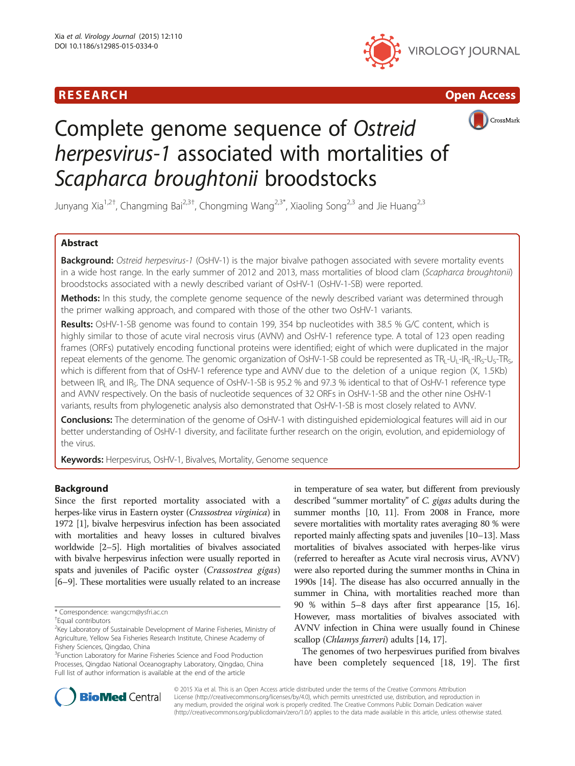RESEARCH Open Access

# Complete genome sequence of *Ostreid herpesvirus-1* associated with mortalities of *Scapharca broughtonii* broodstocks

Junyang Xia[1,2†], Changming Bai[2,3†], Chongming Wang[2,3*], Xiaoling Song[2,3] and Jie Huang[2,3]

## Abstract

**Background:** *Ostreid herpesvirus-1* (OsHV-1) is the major bivalve pathogen associated with severe mortality events in a wide host range. In the early summer of 2012 and 2013, mass mortalities of blood clam (*Scapharca broughtonii*) broodstocks associated with a newly described variant of OsHV-1 (OsHV-1-SB) were reported.

**Methods:** In this study, the complete genome sequence of the newly described variant was determined through the primer walking approach, and compared with those of the other two OsHV-1 variants.

**Results:** OsHV-1-SB genome was found to contain 199, 354 bp nucleotides with 38.5 % G/C content, which is highly similar to those of acute viral necrosis virus (AVNV) and OsHV-1 reference type. A total of 123 open reading frames (ORFs) putatively encoding functional proteins were identified; eight of which were duplicated in the major repeat elements of the genome. The genomic organization of OsHV-1-SB could be represented as $TR_L$-$U_L$-$IR_L$-$IR_S$-$U_S$-$TR_S$, which is different from that of OsHV-1 reference type and AVNV due to the deletion of a unique region (X, 1.5Kb) between $IR_L$ and $IR_S$. The DNA sequence of OsHV-1-SB is 95.2 % and 97.3 % identical to that of OsHV-1 reference type and AVNV respectively. On the basis of nucleotide sequences of 32 ORFs in OsHV-1-SB and the other nine OsHV-1 variants, results from phylogenetic analysis also demonstrated that OsHV-1-SB is most closely related to AVNV.

**Conclusions:** The determination of the genome of OsHV-1 with distinguished epidemiological features will aid in our better understanding of OsHV-1 diversity, and facilitate further research on the origin, evolution, and epidemiology of the virus.

**Keywords:** Herpesvirus, OsHV-1, Bivalves, Mortality, Genome sequence

## Background

Since the first reported mortality associated with a herpes-like virus in Eastern oyster (*Crassostrea virginica*) in 1972 [1], bivalve herpesvirus infection has been associated with mortalities and heavy losses in cultured bivalves worldwide [2–5]. High mortalities of bivalves associated with bivalve herpesvirus infection were usually reported in spats and juveniles of Pacific oyster (*Crassostrea gigas*) [6–9]. These mortalities were usually related to an increase in temperature of sea water, but different from previously described "summer mortality" of *C. gigas* adults during the summer months [10, 11]. From 2008 in France, more severe mortalities with mortality rates averaging 80 % were reported mainly affecting spats and juveniles [10–13]. Mass mortalities of bivalves associated with herpes-like virus (referred to hereafter as Acute viral necrosis virus, AVNV) were also reported during the summer months in China in 1990s [14]. The disease has also occurred annually in the summer in China, with mortalities reached more than 90 % within 5–8 days after first appearance [15, 16]. However, mass mortalities of bivalves associated with AVNV infection in China were usually found in Chinese scallop (*Chlamys farreri*) adults [14, 17].

The genomes of two herpesvirues purified from bivalves have been completely sequenced [18, 19]. The first

\* Correspondence: wangcm@ysfri.ac.cn

†Equal contributors

[2]Key Laboratory of Sustainable Development of Marine Fisheries, Ministry of Agriculture, Yellow Sea Fisheries Research Institute, Chinese Academy of Fishery Sciences, Qingdao, China

[3]Function Laboratory for Marine Fisheries Science and Food Production Processes, Qingdao National Oceanography Laboratory, Qingdao, China

Full list of author information is available at the end of the article

© 2015 Xia et al. This is an Open Access article distributed under the terms of the Creative Commons Attribution License (http://creativecommons.org/licenses/by/4.0), which permits unrestricted use, distribution, and reproduction in any medium, provided the original work is properly credited. The Creative Commons Public Domain Dedication waiver (http://creativecommons.org/publicdomain/zero/1.0/) applies to the data made available in this article, unless otherwise stated.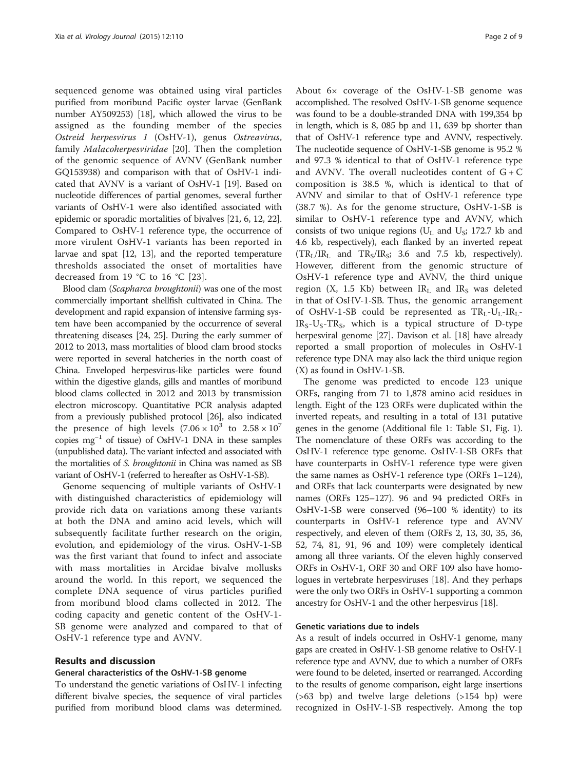sequenced genome was obtained using viral particles purified from moribund Pacific oyster larvae (GenBank number AY509253) [18], which allowed the virus to be assigned as the founding member of the species *Ostreid herpesvirus 1* (OsHV-1), genus *Ostreavirus*, family *Malacoherpesviridae* [20]. Then the completion of the genomic sequence of AVNV (GenBank number GQ153938) and comparison with that of OsHV-1 indicated that AVNV is a variant of OsHV-1 [19]. Based on nucleotide differences of partial genomes, several further variants of OsHV-1 were also identified associated with epidemic or sporadic mortalities of bivalves [21, 6, 12, 22]. Compared to OsHV-1 reference type, the occurrence of more virulent OsHV-1 variants has been reported in larvae and spat [12, 13], and the reported temperature thresholds associated the onset of mortalities have decreased from 19 °C to 16 °C [23].

Blood clam (*Scapharca broughtonii*) was one of the most commercially important shellfish cultivated in China. The development and rapid expansion of intensive farming system have been accompanied by the occurrence of several threatening diseases [24, 25]. During the early summer of 2012 to 2013, mass mortalities of blood clam brood stocks were reported in several hatcheries in the north coast of China. Enveloped herpesvirus-like particles were found within the digestive glands, gills and mantles of moribund blood clams collected in 2012 and 2013 by transmission electron microscopy. Quantitative PCR analysis adapted from a previously published protocol [26], also indicated the presence of high levels ($7.06 \times 10^3$ to $2.58 \times 10^7$ copies $mg^{-1}$ of tissue) of OsHV-1 DNA in these samples (unpublished data). The variant infected and associated with the mortalities of *S. broughtonii* in China was named as SB variant of OsHV-1 (referred to hereafter as OsHV-1-SB).

Genome sequencing of multiple variants of OsHV-1 with distinguished characteristics of epidemiology will provide rich data on variations among these variants at both the DNA and amino acid levels, which will subsequently facilitate further research on the origin, evolution, and epidemiology of the virus. OsHV-1-SB was the first variant that found to infect and associate with mass mortalities in Arcidae bivalve mollusks around the world. In this report, we sequenced the complete DNA sequence of virus particles purified from moribund blood clams collected in 2012. The coding capacity and genetic content of the OsHV-1-SB genome were analyzed and compared to that of OsHV-1 reference type and AVNV.

## Results and discussion

### General characteristics of the OsHV-1-SB genome

To understand the genetic variations of OsHV-1 infecting different bivalve species, the sequence of viral particles purified from moribund blood clams was determined. About 6× coverage of the OsHV-1-SB genome was accomplished. The resolved OsHV-1-SB genome sequence was found to be a double-stranded DNA with 199,354 bp in length, which is 8, 085 bp and 11, 639 bp shorter than that of OsHV-1 reference type and AVNV, respectively. The nucleotide sequence of OsHV-1-SB genome is 95.2 % and 97.3 % identical to that of OsHV-1 reference type and AVNV. The overall nucleotides content of G + C composition is 38.5 %, which is identical to that of AVNV and similar to that of OsHV-1 reference type (38.7 %). As for the genome structure, OsHV-1-SB is similar to OsHV-1 reference type and AVNV, which consists of two unique regions ($U_L$ and $U_S$; 172.7 kb and 4.6 kb, respectively), each flanked by an inverted repeat ($TR_L/IR_L$ and $TR_S/IR_S$; 3.6 and 7.5 kb, respectively). However, different from the genomic structure of OsHV-1 reference type and AVNV, the third unique region (X, 1.5 Kb) between $IR_L$ and $IR_S$ was deleted in that of OsHV-1-SB. Thus, the genomic arrangement of OsHV-1-SB could be represented as $TR_L$-$U_L$-$IR_L$-$IR_S$-$U_S$-$TR_S$, which is a typical structure of D-type herpesviral genome [27]. Davison et al. [18] have already reported a small proportion of molecules in OsHV-1 reference type DNA may also lack the third unique region (X) as found in OsHV-1-SB.

The genome was predicted to encode 123 unique ORFs, ranging from 71 to 1,878 amino acid residues in length. Eight of the 123 ORFs were duplicated within the inverted repeats, and resulting in a total of 131 putative genes in the genome (Additional file 1: Table S1, Fig. 1). The nomenclature of these ORFs was according to the OsHV-1 reference type genome. OsHV-1-SB ORFs that have counterparts in OsHV-1 reference type were given the same names as OsHV-1 reference type (ORFs 1–124), and ORFs that lack counterparts were designated by new names (ORFs 125–127). 96 and 94 predicted ORFs in OsHV-1-SB were conserved (96–100 % identity) to its counterparts in OsHV-1 reference type and AVNV respectively, and eleven of them (ORFs 2, 13, 30, 35, 36, 52, 74, 81, 91, 96 and 109) were completely identical among all three variants. Of the eleven highly conserved ORFs in OsHV-1, ORF 30 and ORF 109 also have homologues in vertebrate herpesviruses [18]. And they perhaps were the only two ORFs in OsHV-1 supporting a common ancestry for OsHV-1 and the other herpesvirus [18].

### Genetic variations due to indels

As a result of indels occurred in OsHV-1 genome, many gaps are created in OsHV-1-SB genome relative to OsHV-1 reference type and AVNV, due to which a number of ORFs were found to be deleted, inserted or rearranged. According to the results of genome comparison, eight large insertions (>63 bp) and twelve large deletions (>154 bp) were recognized in OsHV-1-SB respectively. Among the top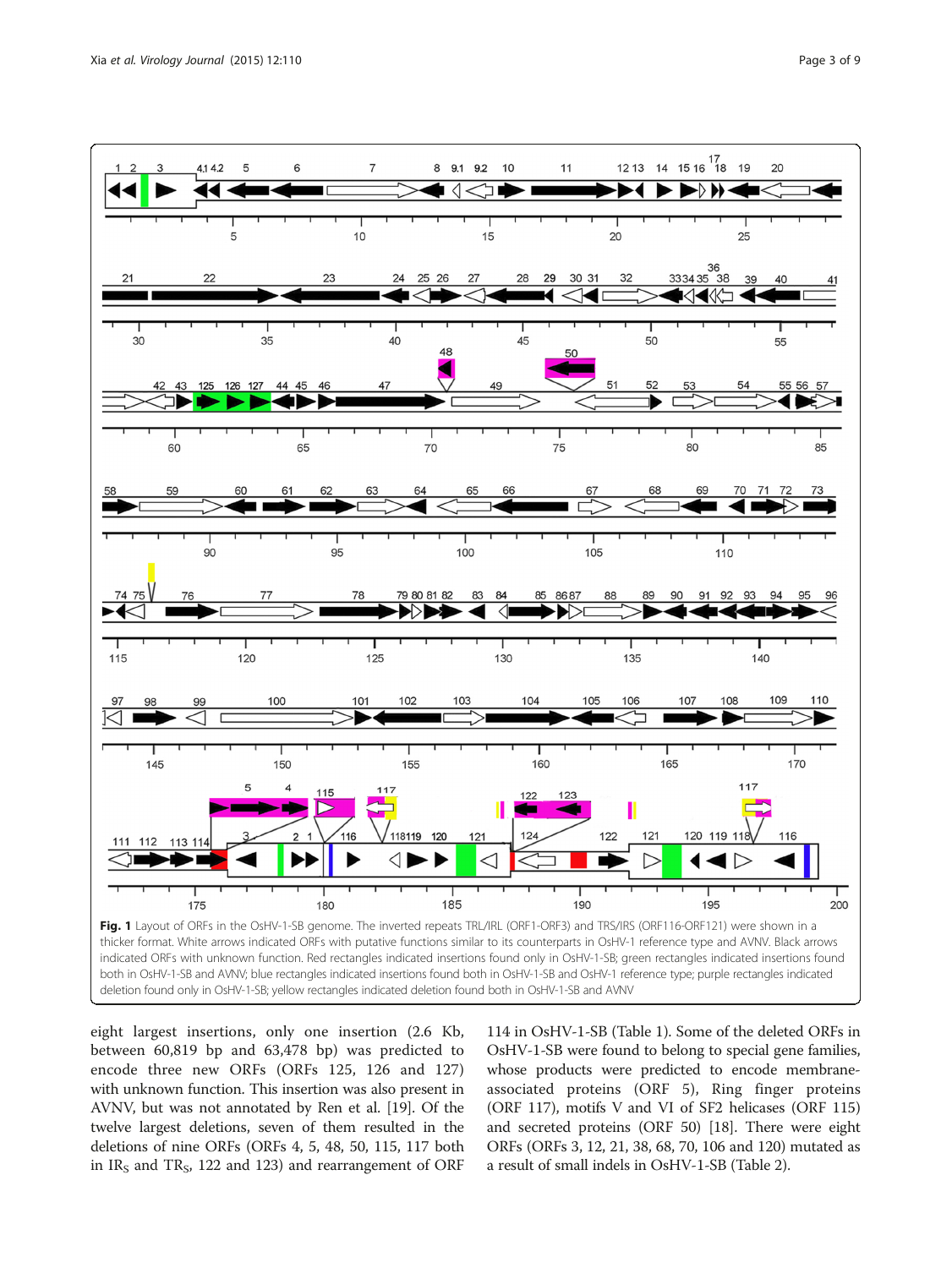Fig. 1 Layout of ORFs in the OsHV-1-SB genome. The inverted repeats TRL/IRL (ORF1-ORF3) and TRS/IRS (ORF116-ORF121) were shown in a thicker format. White arrows indicated ORFs with putative functions similar to its counterparts in OsHV-1 reference type and AVNV. Black arrows indicated ORFs with unknown function. Red rectangles indicated insertions found only in OsHV-1-SB; green rectangles indicated insertions found both in OsHV-1-SB and AVNV; blue rectangles indicated insertions found both in OsHV-1-SB and OsHV-1 reference type; purple rectangles indicated deletion found only in OsHV-1-SB; yellow rectangles indicated deletion found both in OsHV-1-SB and AVNV

eight largest insertions, only one insertion (2.6 Kb, between 60,819 bp and 63,478 bp) was predicted to encode three new ORFs (ORFs 125, 126 and 127) with unknown function. This insertion was also present in AVNV, but was not annotated by Ren et al. [19]. Of the twelve largest deletions, seven of them resulted in the deletions of nine ORFs (ORFs 4, 5, 48, 50, 115, 117 both in $IR_S$ and $TR_S$, 122 and 123) and rearrangement of ORF 114 in OsHV-1-SB (Table 1). Some of the deleted ORFs in OsHV-1-SB were found to belong to special gene families, whose products were predicted to encode membrane-associated proteins (ORF 5), Ring finger proteins (ORF 117), motifs V and VI of SF2 helicases (ORF 115) and secreted proteins (ORF 50) [18]. There were eight ORFs (ORFs 3, 12, 21, 38, 68, 70, 106 and 120) mutated as a result of small indels in OsHV-1-SB (Table 2).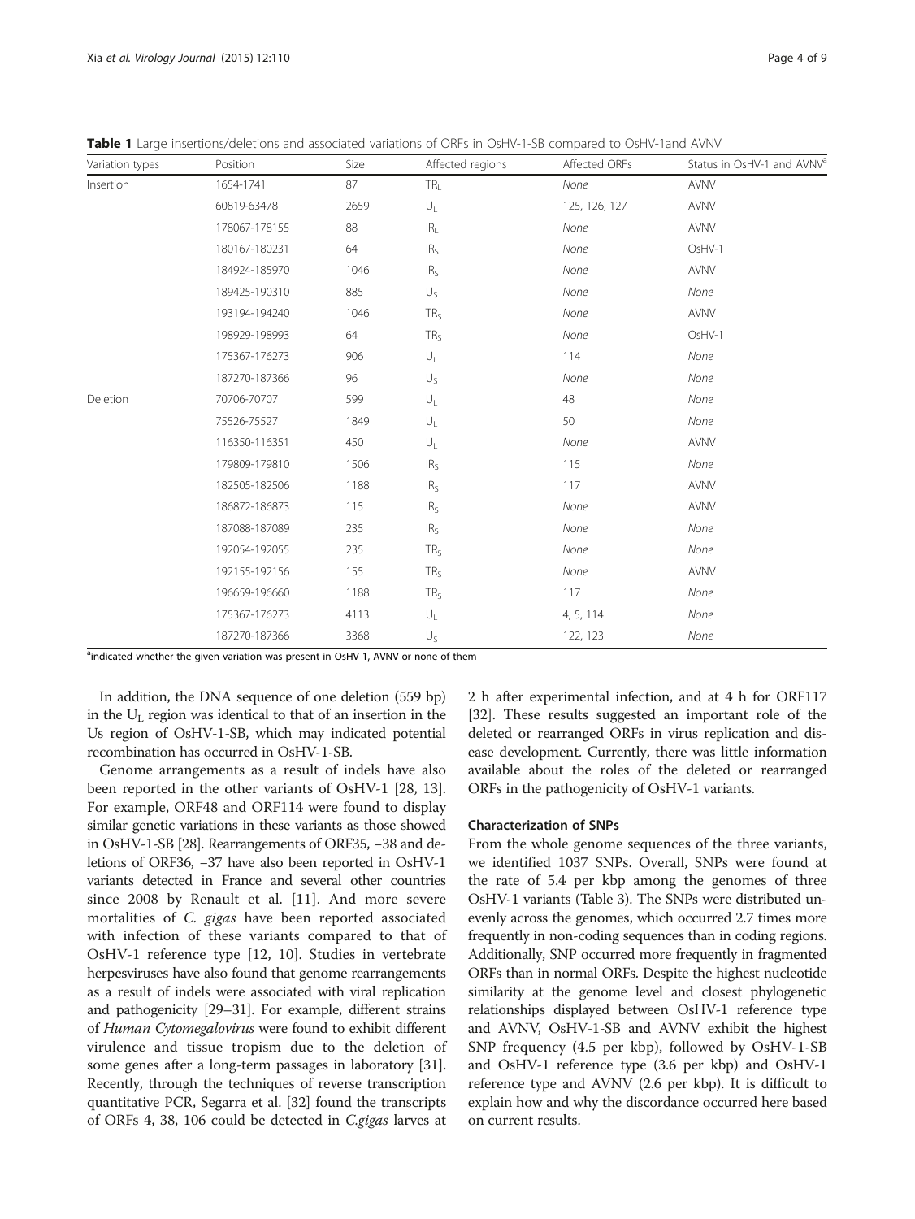**Table 1** Large insertions/deletions and associated variations of ORFs in OsHV-1-SB compared to OsHV-1and AVNV

| Variation types | Position | Size | Affected regions | Affected ORFs | Status in OsHV-1 and AVNV[a] |
|---|---|---|---|---|---|
| Insertion | 1654-1741 | 87 | $TR_L$ | *None* | AVNV |
| | 60819-63478 | 2659 | $U_L$ | 125, 126, 127 | AVNV |
| | 178067-178155 | 88 | $IR_L$ | *None* | AVNV |
| | 180167-180231 | 64 | $IR_S$ | *None* | OsHV-1 |
| | 184924-185970 | 1046 | $IR_S$ | *None* | AVNV |
| | 189425-190310 | 885 | $U_S$ | *None* | *None* |
| | 193194-194240 | 1046 | $TR_S$ | *None* | AVNV |
| | 198929-198993 | 64 | $TR_S$ | *None* | OsHV-1 |
| | 175367-176273 | 906 | $U_L$ | 114 | *None* |
| | 187270-187366 | 96 | $U_S$ | *None* | *None* |
| Deletion | 70706-70707 | 599 | $U_L$ | 48 | *None* |
| | 75526-75527 | 1849 | $U_L$ | 50 | *None* |
| | 116350-116351 | 450 | $U_L$ | *None* | AVNV |
| | 179809-179810 | 1506 | $IR_S$ | 115 | *None* |
| | 182505-182506 | 1188 | $IR_S$ | 117 | AVNV |
| | 186872-186873 | 115 | $IR_S$ | *None* | AVNV |
| | 187088-187089 | 235 | $IR_S$ | *None* | *None* |
| | 192054-192055 | 235 | $TR_S$ | *None* | *None* |
| | 192155-192156 | 155 | $TR_S$ | *None* | AVNV |
| | 196659-196660 | 1188 | $TR_S$ | 117 | *None* |
| | 175367-176273 | 4113 | $U_L$ | 4, 5, 114 | *None* |
| | 187270-187366 | 3368 | $U_S$ | 122, 123 | *None* |

[a]indicated whether the given variation was present in OsHV-1, AVNV or none of them

In addition, the DNA sequence of one deletion (559 bp) in the $U_L$ region was identical to that of an insertion in the Us region of OsHV-1-SB, which may indicated potential recombination has occurred in OsHV-1-SB.

Genome arrangements as a result of indels have also been reported in the other variants of OsHV-1 [28, 13]. For example, ORF48 and ORF114 were found to display similar genetic variations in these variants as those showed in OsHV-1-SB [28]. Rearrangements of ORF35, −38 and deletions of ORF36, −37 have also been reported in OsHV-1 variants detected in France and several other countries since 2008 by Renault et al. [11]. And more severe mortalities of *C. gigas* have been reported associated with infection of these variants compared to that of OsHV-1 reference type [12, 10]. Studies in vertebrate herpesviruses have also found that genome rearrangements as a result of indels were associated with viral replication and pathogenicity [29–31]. For example, different strains of *Human Cytomegalovirus* were found to exhibit different virulence and tissue tropism due to the deletion of some genes after a long-term passages in laboratory [31]. Recently, through the techniques of reverse transcription quantitative PCR, Segarra et al. [32] found the transcripts of ORFs 4, 38, 106 could be detected in *C.gigas* larves at 2 h after experimental infection, and at 4 h for ORF117 [32]. These results suggested an important role of the deleted or rearranged ORFs in virus replication and disease development. Currently, there was little information available about the roles of the deleted or rearranged ORFs in the pathogenicity of OsHV-1 variants.

### Characterization of SNPs

From the whole genome sequences of the three variants, we identified 1037 SNPs. Overall, SNPs were found at the rate of 5.4 per kbp among the genomes of three OsHV-1 variants (Table 3). The SNPs were distributed unevenly across the genomes, which occurred 2.7 times more frequently in non-coding sequences than in coding regions. Additionally, SNP occurred more frequently in fragmented ORFs than in normal ORFs. Despite the highest nucleotide similarity at the genome level and closest phylogenetic relationships displayed between OsHV-1 reference type and AVNV, OsHV-1-SB and AVNV exhibit the highest SNP frequency (4.5 per kbp), followed by OsHV-1-SB and OsHV-1 reference type (3.6 per kbp) and OsHV-1 reference type and AVNV (2.6 per kbp). It is difficult to explain how and why the discordance occurred here based on current results.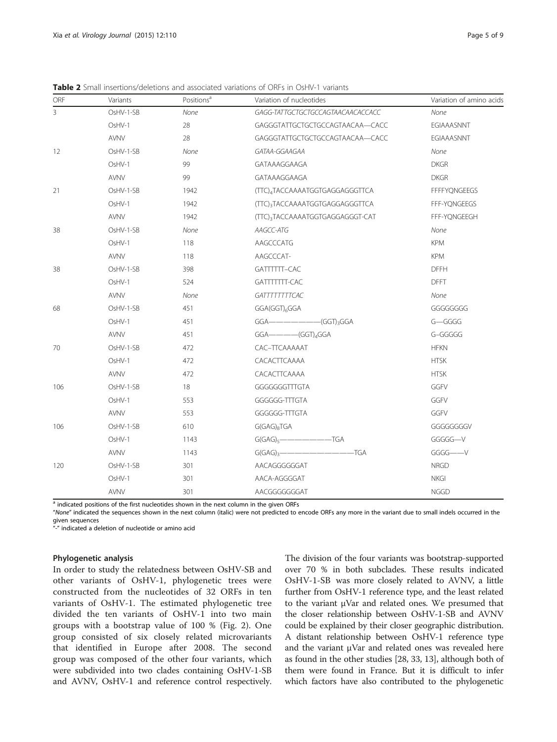**Table 2** Small insertions/deletions and associated variations of ORFs in OsHV-1 variants

| ORF | Variants | Positions[a] | Variation of nucleotides | Variation of amino acids |
|---|---|---|---|---|
| 3 | OsHV-1-SB | *None* | *GAGG-TATTGCTGCTGCCAGTAACAACACCACC* | *None* |
| | OsHV-1 | 28 | GAGGGTATTGCTGCTGCCAGTAACAA—CACC | EGIAAASNNT |
| | AVNV | 28 | GAGGGTATTGCTGCTGCCAGTAACAA—CACC | EGIAAASNNT |
| 12 | OsHV-1-SB | *None* | *GATAA-GGAAGAA* | *None* |
| | OsHV-1 | 99 | GATAAAGGAAGA | DKGR |
| | AVNV | 99 | GATAAAGGAAGA | DKGR |
| 21 | OsHV-1-SB | 1942 | $(TTC)_4$TACCAAAATGGTGAGGAGGGTTCA | FFFFYQNGEEGS |
| | OsHV-1 | 1942 | $(TTC)_3$TACCAAAATGGTGAGGAGGGTTCA | FFF-YQNGEEGS |
| | AVNV | 1942 | $(TTC)_3$TACCAAAATGGTGAGGAGGGT-CAT | FFF-YQNGEEGH |
| 38 | OsHV-1-SB | *None* | *AAGCC-ATG* | *None* |
| | OsHV-1 | 118 | AAGCCCATG | KPM |
| | AVNV | 118 | AAGCCCAT- | KPM |
| 38 | OsHV-1-SB | 398 | GATTTTTT–CAC | DFFH |
| | OsHV-1 | 524 | GATTTTTTT-CAC | DFFT |
| | AVNV | *None* | *GATTTTTTTTCAC* | *None* |
| 68 | OsHV-1-SB | 451 | $GGA(GGT)_6GGA$ | GGGGGGGG |
| | OsHV-1 | 451 | GGA————————$(GGT)_3$GGA | G—GGGG |
| | AVNV | 451 | GGA————$(GGT)_4$GGA | G–GGGGG |
| 70 | OsHV-1-SB | 472 | CAC–TTCAAAAAT | HFKN |
| | OsHV-1 | 472 | CACACTTCAAAA | HTSK |
| | AVNV | 472 | CACACTTCAAAA | HTSK |
| 106 | OsHV-1-SB | 18 | GGGGGGGTTTGTA | GGFV |
| | OsHV-1 | 553 | GGGGGG-TTTGTA | GGFV |
| | AVNV | 553 | GGGGGG-TTTGTA | GGFV |
| 106 | OsHV-1-SB | 610 | $G(GAG)_8TGA$ | GGGGGGGGV |
| | OsHV-1 | 1143 | $G(GAG)_5$——————————TGA | GGGGG—V |
| | AVNV | 1143 | $G(GAG)_3$———————————————TGA | GGGG——V |
| 120 | OsHV-1-SB | 301 | AACAGGGGGGAT | NRGD |
| | OsHV-1 | 301 | AACA-AGGGGAT | NKGI |
| | AVNV | 301 | AACGGGGGGGAT | NGGD |

[a] indicated positions of the first nucleotides shown in the next column in the given ORFs
"*None*" indicated the sequences shown in the next column (italic) were not predicted to encode ORFs any more in the variant due to small indels occurred in the given sequences
"-" indicated a deletion of nucleotide or amino acid

### Phylogenetic analysis

In order to study the relatedness between OsHV-SB and other variants of OsHV-1, phylogenetic trees were constructed from the nucleotides of 32 ORFs in ten variants of OsHV-1. The estimated phylogenetic tree divided the ten variants of OsHV-1 into two main groups with a bootstrap value of 100 % (Fig. 2). One group consisted of six closely related microvariants that identified in Europe after 2008. The second group was composed of the other four variants, which were subdivided into two clades containing OsHV-1-SB and AVNV, OsHV-1 and reference control respectively. The division of the four variants was bootstrap-supported over 70 % in both subclades. These results indicated OsHV-1-SB was more closely related to AVNV, a little further from OsHV-1 reference type, and the least related to the variant μVar and related ones. We presumed that the closer relationship between OsHV-1-SB and AVNV could be explained by their closer geographic distribution. A distant relationship between OsHV-1 reference type and the variant μVar and related ones was revealed here as found in the other studies [28, 33, 13], although both of them were found in France. But it is difficult to infer which factors have also contributed to the phylogenetic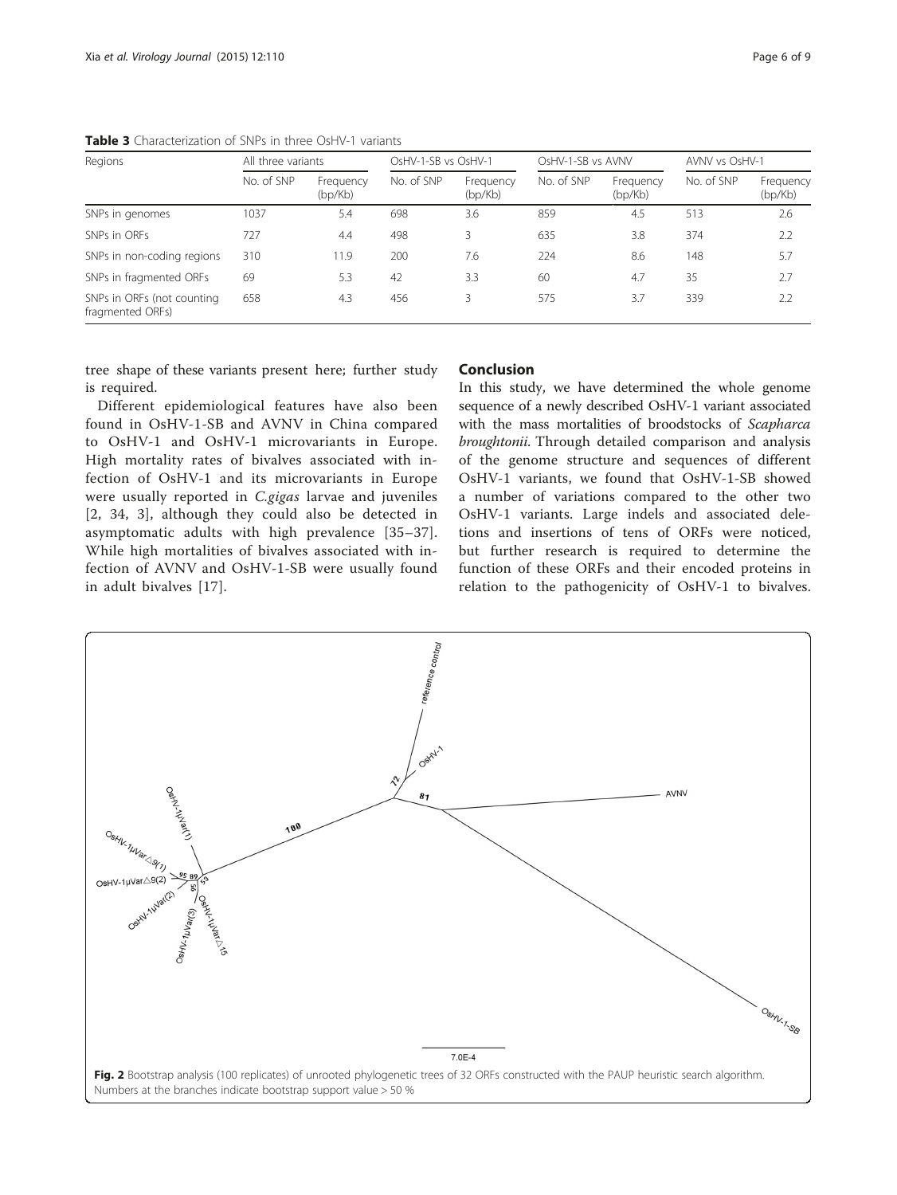**Table 3** Characterization of SNPs in three OsHV-1 variants

| Regions | All three variants | | OsHV-1-SB vs OsHV-1 | | OsHV-1-SB vs AVNV | | AVNV vs OsHV-1 | |
|---|---|---|---|---|---|---|---|---|
| | No. of SNP | Frequency (bp/Kb) | No. of SNP | Frequency (bp/Kb) | No. of SNP | Frequency (bp/Kb) | No. of SNP | Frequency (bp/Kb) |
| SNPs in genomes | 1037 | 5.4 | 698 | 3.6 | 859 | 4.5 | 513 | 2.6 |
| SNPs in ORFs | 727 | 4.4 | 498 | 3 | 635 | 3.8 | 374 | 2.2 |
| SNPs in non-coding regions | 310 | 11.9 | 200 | 7.6 | 224 | 8.6 | 148 | 5.7 |
| SNPs in fragmented ORFs | 69 | 5.3 | 42 | 3.3 | 60 | 4.7 | 35 | 2.7 |
| SNPs in ORFs (not counting fragmented ORFs) | 658 | 4.3 | 456 | 3 | 575 | 3.7 | 339 | 2.2 |

tree shape of these variants present here; further study is required.

Different epidemiological features have also been found in OsHV-1-SB and AVNV in China compared to OsHV-1 and OsHV-1 microvariants in Europe. High mortality rates of bivalves associated with infection of OsHV-1 and its microvariants in Europe were usually reported in *C.gigas* larvae and juveniles [2, 34, 3], although they could also be detected in asymptomatic adults with high prevalence [35–37]. While high mortalities of bivalves associated with infection of AVNV and OsHV-1-SB were usually found in adult bivalves [17].

## Conclusion

In this study, we have determined the whole genome sequence of a newly described OsHV-1 variant associated with the mass mortalities of broodstocks of *Scapharca broughtonii*. Through detailed comparison and analysis of the genome structure and sequences of different OsHV-1 variants, we found that OsHV-1-SB showed a number of variations compared to the other two OsHV-1 variants. Large indels and associated deletions and insertions of tens of ORFs were noticed, but further research is required to determine the function of these ORFs and their encoded proteins in relation to the pathogenicity of OsHV-1 to bivalves.

**Fig. 2** Bootstrap analysis (100 replicates) of unrooted phylogenetic trees of 32 ORFs constructed with the PAUP heuristic search algorithm. Numbers at the branches indicate bootstrap support value > 50 %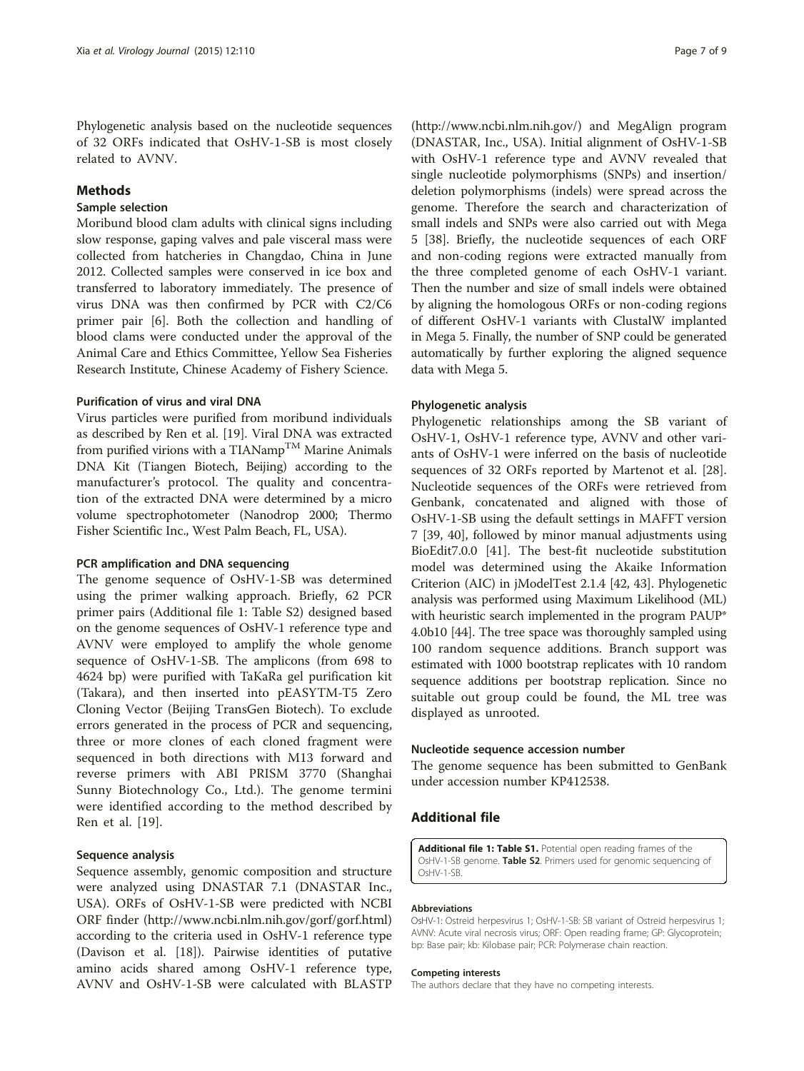Phylogenetic analysis based on the nucleotide sequences of 32 ORFs indicated that OsHV-1-SB is most closely related to AVNV.

## Methods

### Sample selection

Moribund blood clam adults with clinical signs including slow response, gaping valves and pale visceral mass were collected from hatcheries in Changdao, China in June 2012. Collected samples were conserved in ice box and transferred to laboratory immediately. The presence of virus DNA was then confirmed by PCR with C2/C6 primer pair [6]. Both the collection and handling of blood clams were conducted under the approval of the Animal Care and Ethics Committee, Yellow Sea Fisheries Research Institute, Chinese Academy of Fishery Science.

### Purification of virus and viral DNA

Virus particles were purified from moribund individuals as described by Ren et al. [19]. Viral DNA was extracted from purified virions with a TIANamp$^{TM}$ Marine Animals DNA Kit (Tiangen Biotech, Beijing) according to the manufacturer's protocol. The quality and concentration of the extracted DNA were determined by a micro volume spectrophotometer (Nanodrop 2000; Thermo Fisher Scientific Inc., West Palm Beach, FL, USA).

### PCR amplification and DNA sequencing

The genome sequence of OsHV-1-SB was determined using the primer walking approach. Briefly, 62 PCR primer pairs (Additional file 1: Table S2) designed based on the genome sequences of OsHV-1 reference type and AVNV were employed to amplify the whole genome sequence of OsHV-1-SB. The amplicons (from 698 to 4624 bp) were purified with TaKaRa gel purification kit (Takara), and then inserted into pEASYTM-T5 Zero Cloning Vector (Beijing TransGen Biotech). To exclude errors generated in the process of PCR and sequencing, three or more clones of each cloned fragment were sequenced in both directions with M13 forward and reverse primers with ABI PRISM 3770 (Shanghai Sunny Biotechnology Co., Ltd.). The genome termini were identified according to the method described by Ren et al. [19].

### Sequence analysis

Sequence assembly, genomic composition and structure were analyzed using DNASTAR 7.1 (DNASTAR Inc., USA). ORFs of OsHV-1-SB were predicted with NCBI ORF finder (http://www.ncbi.nlm.nih.gov/gorf/gorf.html) according to the criteria used in OsHV-1 reference type (Davison et al. [18]). Pairwise identities of putative amino acids shared among OsHV-1 reference type, AVNV and OsHV-1-SB were calculated with BLASTP (http://www.ncbi.nlm.nih.gov/) and MegAlign program (DNASTAR, Inc., USA). Initial alignment of OsHV-1-SB with OsHV-1 reference type and AVNV revealed that single nucleotide polymorphisms (SNPs) and insertion/deletion polymorphisms (indels) were spread across the genome. Therefore the search and characterization of small indels and SNPs were also carried out with Mega 5 [38]. Briefly, the nucleotide sequences of each ORF and non-coding regions were extracted manually from the three completed genome of each OsHV-1 variant. Then the number and size of small indels were obtained by aligning the homologous ORFs or non-coding regions of different OsHV-1 variants with ClustalW implanted in Mega 5. Finally, the number of SNP could be generated automatically by further exploring the aligned sequence data with Mega 5.

### Phylogenetic analysis

Phylogenetic relationships among the SB variant of OsHV-1, OsHV-1 reference type, AVNV and other variants of OsHV-1 were inferred on the basis of nucleotide sequences of 32 ORFs reported by Martenot et al. [28]. Nucleotide sequences of the ORFs were retrieved from Genbank, concatenated and aligned with those of OsHV-1-SB using the default settings in MAFFT version 7 [39, 40], followed by minor manual adjustments using BioEdit7.0.0 [41]. The best-fit nucleotide substitution model was determined using the Akaike Information Criterion (AIC) in jModelTest 2.1.4 [42, 43]. Phylogenetic analysis was performed using Maximum Likelihood (ML) with heuristic search implemented in the program PAUP* 4.0b10 [44]. The tree space was thoroughly sampled using 100 random sequence additions. Branch support was estimated with 1000 bootstrap replicates with 10 random sequence additions per bootstrap replication. Since no suitable out group could be found, the ML tree was displayed as unrooted.

### Nucleotide sequence accession number

The genome sequence has been submitted to GenBank under accession number KP412538.

## Additional file

**Additional file 1: Table S1.** Potential open reading frames of the OsHV-1-SB genome. **Table S2**. Primers used for genomic sequencing of OsHV-1-SB.

#### Abbreviations

OsHV-1: Ostreid herpesvirus 1; OsHV-1-SB: SB variant of Ostreid herpesvirus 1; AVNV: Acute viral necrosis virus; ORF: Open reading frame; GP: Glycoprotein; bp: Base pair; kb: Kilobase pair; PCR: Polymerase chain reaction.

#### Competing interests

The authors declare that they have no competing interests.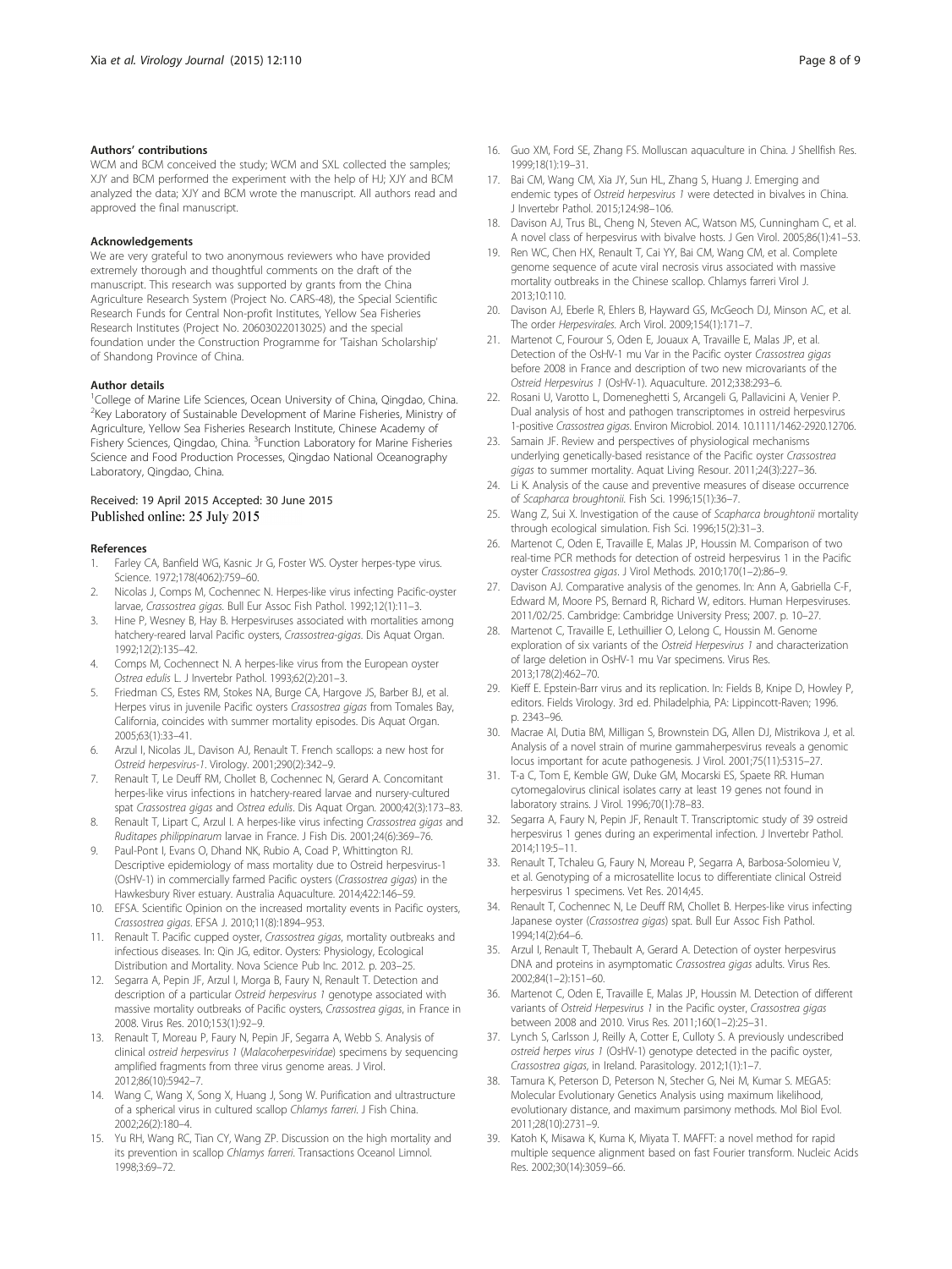### Authors' contributions

WCM and BCM conceived the study; WCM and SXL collected the samples; XJY and BCM performed the experiment with the help of HJ; XJY and BCM analyzed the data; XJY and BCM wrote the manuscript. All authors read and approved the final manuscript.

### Acknowledgements

We are very grateful to two anonymous reviewers who have provided extremely thorough and thoughtful comments on the draft of the manuscript. This research was supported by grants from the China Agriculture Research System (Project No. CARS-48), the Special Scientific Research Funds for Central Non-profit Institutes, Yellow Sea Fisheries Research Institutes (Project No. 20603022013025) and the special foundation under the Construction Programme for 'Taishan Scholarship' of Shandong Province of China.

### Author details

[1]College of Marine Life Sciences, Ocean University of China, Qingdao, China. [2]Key Laboratory of Sustainable Development of Marine Fisheries, Ministry of Agriculture, Yellow Sea Fisheries Research Institute, Chinese Academy of Fishery Sciences, Qingdao, China. [3]Function Laboratory for Marine Fisheries Science and Food Production Processes, Qingdao National Oceanography Laboratory, Qingdao, China.

Received: 19 April 2015 Accepted: 30 June 2015
Published online: 25 July 2015

### References

1. Farley CA, Banfield WG, Kasnic Jr G, Foster WS. Oyster herpes-type virus. Science. 1972;178(4062):759–60.
2. Nicolas J, Comps M, Cochennec N. Herpes-like virus infecting Pacific-oyster larvae, *Crassostrea gigas*. Bull Eur Assoc Fish Pathol. 1992;12(1):11–3.
3. Hine P, Wesney B, Hay B. Herpesviruses associated with mortalities among hatchery-reared larval Pacific oysters, *Crassostrea-gigas*. Dis Aquat Organ. 1992;12(2):135–42.
4. Comps M, Cochennect N. A herpes-like virus from the European oyster *Ostrea edulis* L. J Invertebr Pathol. 1993;62(2):201–3.
5. Friedman CS, Estes RM, Stokes NA, Burge CA, Hargove JS, Barber BJ, et al. Herpes virus in juvenile Pacific oysters *Crassostrea gigas* from Tomales Bay, California, coincides with summer mortality episodes. Dis Aquat Organ. 2005;63(1):33–41.
6. Arzul I, Nicolas JL, Davison AJ, Renault T. French scallops: a new host for *Ostreid herpesvirus-1*. Virology. 2001;290(2):342–9.
7. Renault T, Le Deuff RM, Chollet B, Cochennec N, Gerard A. Concomitant herpes-like virus infections in hatchery-reared larvae and nursery-cultured spat *Crassostrea gigas* and *Ostrea edulis*. Dis Aquat Organ. 2000;42(3):173–83.
8. Renault T, Lipart C, Arzul I. A herpes-like virus infecting *Crassostrea gigas* and *Ruditapes philippinarum* larvae in France. J Fish Dis. 2001;24(6):369–76.
9. Paul-Pont I, Evans O, Dhand NK, Rubio A, Coad P, Whittington RJ. Descriptive epidemiology of mass mortality due to Ostreid herpesvirus-1 (OsHV-1) in commercially farmed Pacific oysters (*Crassostrea gigas*) in the Hawkesbury River estuary. Australia Aquaculture. 2014;422:146–59.
10. EFSA. Scientific Opinion on the increased mortality events in Pacific oysters, *Crassostrea gigas*. EFSA J. 2010;11(8):1894–953.
11. Renault T. Pacific cupped oyster, *Crassostrea gigas*, mortality outbreaks and infectious diseases. In: Qin JG, editor. Oysters: Physiology, Ecological Distribution and Mortality. Nova Science Pub Inc. 2012. p. 203–25.
12. Segarra A, Pepin JF, Arzul I, Morga B, Faury N, Renault T. Detection and description of a particular *Ostreid herpesvirus 1* genotype associated with massive mortality outbreaks of Pacific oysters, *Crassostrea gigas*, in France in 2008. Virus Res. 2010;153(1):92–9.
13. Renault T, Moreau P, Faury N, Pepin JF, Segarra A, Webb S. Analysis of clinical *ostreid herpesvirus 1* (*Malacoherpesviridae*) specimens by sequencing amplified fragments from three virus genome areas. J Virol. 2012;86(10):5942–7.
14. Wang C, Wang X, Song X, Huang J, Song W. Purification and ultrastructure of a spherical virus in cultured scallop *Chlamys farreri*. J Fish China. 2002;26(2):180–4.
15. Yu RH, Wang RC, Tian CY, Wang ZP. Discussion on the high mortality and its prevention in scallop *Chlamys farreri*. Transactions Oceanol Limnol. 1998;3:69–72.
16. Guo XM, Ford SE, Zhang FS. Molluscan aquaculture in China. J Shellfish Res. 1999;18(1):19–31.
17. Bai CM, Wang CM, Xia JY, Sun HL, Zhang S, Huang J. Emerging and endemic types of *Ostreid herpesvirus 1* were detected in bivalves in China. J Invertebr Pathol. 2015;124:98–106.
18. Davison AJ, Trus BL, Cheng N, Steven AC, Watson MS, Cunningham C, et al. A novel class of herpesvirus with bivalve hosts. J Gen Virol. 2005;86(1):41–53.
19. Ren WC, Chen HX, Renault T, Cai YY, Bai CM, Wang CM, et al. Complete genome sequence of acute viral necrosis virus associated with massive mortality outbreaks in the Chinese scallop. Chlamys farreri Virol J. 2013;10:110.
20. Davison AJ, Eberle R, Ehlers B, Hayward GS, McGeoch DJ, Minson AC, et al. The order *Herpesvirales*. Arch Virol. 2009;154(1):171–7.
21. Martenot C, Fourour S, Oden E, Jouaux A, Travaille E, Malas JP, et al. Detection of the OsHV-1 mu Var in the Pacific oyster *Crassostrea gigas* before 2008 in France and description of two new microvariants of the *Ostreid Herpesvirus 1* (OsHV-1). Aquaculture. 2012;338:293–6.
22. Rosani U, Varotto L, Domeneghetti S, Arcangeli G, Pallavicini A, Venier P. Dual analysis of host and pathogen transcriptomes in ostreid herpesvirus 1-positive *Crassostrea gigas*. Environ Microbiol. 2014. 10.1111/1462-2920.12706.
23. Samain JF. Review and perspectives of physiological mechanisms underlying genetically-based resistance of the Pacific oyster *Crassostrea gigas* to summer mortality. Aquat Living Resour. 2011;24(3):227–36.
24. Li K. Analysis of the cause and preventive measures of disease occurrence of *Scapharca broughtonii*. Fish Sci. 1996;15(1):36–7.
25. Wang Z, Sui X. Investigation of the cause of *Scapharca broughtonii* mortality through ecological simulation. Fish Sci. 1996;15(2):31–3.
26. Martenot C, Oden E, Travaille E, Malas JP, Houssin M. Comparison of two real-time PCR methods for detection of ostreid herpesvirus 1 in the Pacific oyster *Crassostrea gigas*. J Virol Methods. 2010;170(1–2):86–9.
27. Davison AJ. Comparative analysis of the genomes. In: Ann A, Gabriella C-F, Edward M, Moore PS, Bernard R, Richard W, editors. Human Herpesviruses. 2011/02/25. Cambridge: Cambridge University Press; 2007. p. 10–27.
28. Martenot C, Travaille E, Lethuillier O, Lelong C, Houssin M. Genome exploration of six variants of the *Ostreid Herpesvirus 1* and characterization of large deletion in OsHV-1 mu Var specimens. Virus Res. 2013;178(2):462–70.
29. Kieff E. Epstein-Barr virus and its replication. In: Fields B, Knipe D, Howley P, editors. Fields Virology. 3rd ed. Philadelphia, PA: Lippincott-Raven; 1996. p. 2343–96.
30. Macrae AI, Dutia BM, Milligan S, Brownstein DG, Allen DJ, Mistrikova J, et al. Analysis of a novel strain of murine gammaherpesvirus reveals a genomic locus important for acute pathogenesis. J Virol. 2001;75(11):5315–27.
31. T-a C, Tom E, Kemble GW, Duke GM, Mocarski ES, Spaete RR. Human cytomegalovirus clinical isolates carry at least 19 genes not found in laboratory strains. J Virol. 1996;70(1):78–83.
32. Segarra A, Faury N, Pepin JF, Renault T. Transcriptomic study of 39 ostreid herpesvirus 1 genes during an experimental infection. J Invertebr Pathol. 2014;119:5–11.
33. Renault T, Tchaleu G, Faury N, Moreau P, Segarra A, Barbosa-Solomieu V, et al. Genotyping of a microsatellite locus to differentiate clinical Ostreid herpesvirus 1 specimens. Vet Res. 2014;45.
34. Renault T, Cochennec N, Le Deuff RM, Chollet B. Herpes-like virus infecting Japanese oyster (*Crassostrea gigas*) spat. Bull Eur Assoc Fish Pathol. 1994;14(2):64–6.
35. Arzul I, Renault T, Thebault A, Gerard A. Detection of oyster herpesvirus DNA and proteins in asymptomatic *Crassostrea gigas* adults. Virus Res. 2002;84(1–2):151–60.
36. Martenot C, Oden E, Travaille E, Malas JP, Houssin M. Detection of different variants of *Ostreid Herpesvirus 1* in the Pacific oyster, *Crassostrea gigas* between 2008 and 2010. Virus Res. 2011;160(1–2):25–31.
37. Lynch S, Carlsson J, Reilly A, Cotter E, Culloty S. A previously undescribed *ostreid herpes virus 1* (OsHV-1) genotype detected in the pacific oyster, *Crassostrea gigas*, in Ireland. Parasitology. 2012;1(1):1–7.
38. Tamura K, Peterson D, Peterson N, Stecher G, Nei M, Kumar S. MEGA5: Molecular Evolutionary Genetics Analysis using maximum likelihood, evolutionary distance, and maximum parsimony methods. Mol Biol Evol. 2011;28(10):2731–9.
39. Katoh K, Misawa K, Kuma K, Miyata T. MAFFT: a novel method for rapid multiple sequence alignment based on fast Fourier transform. Nucleic Acids Res. 2002;30(14):3059–66.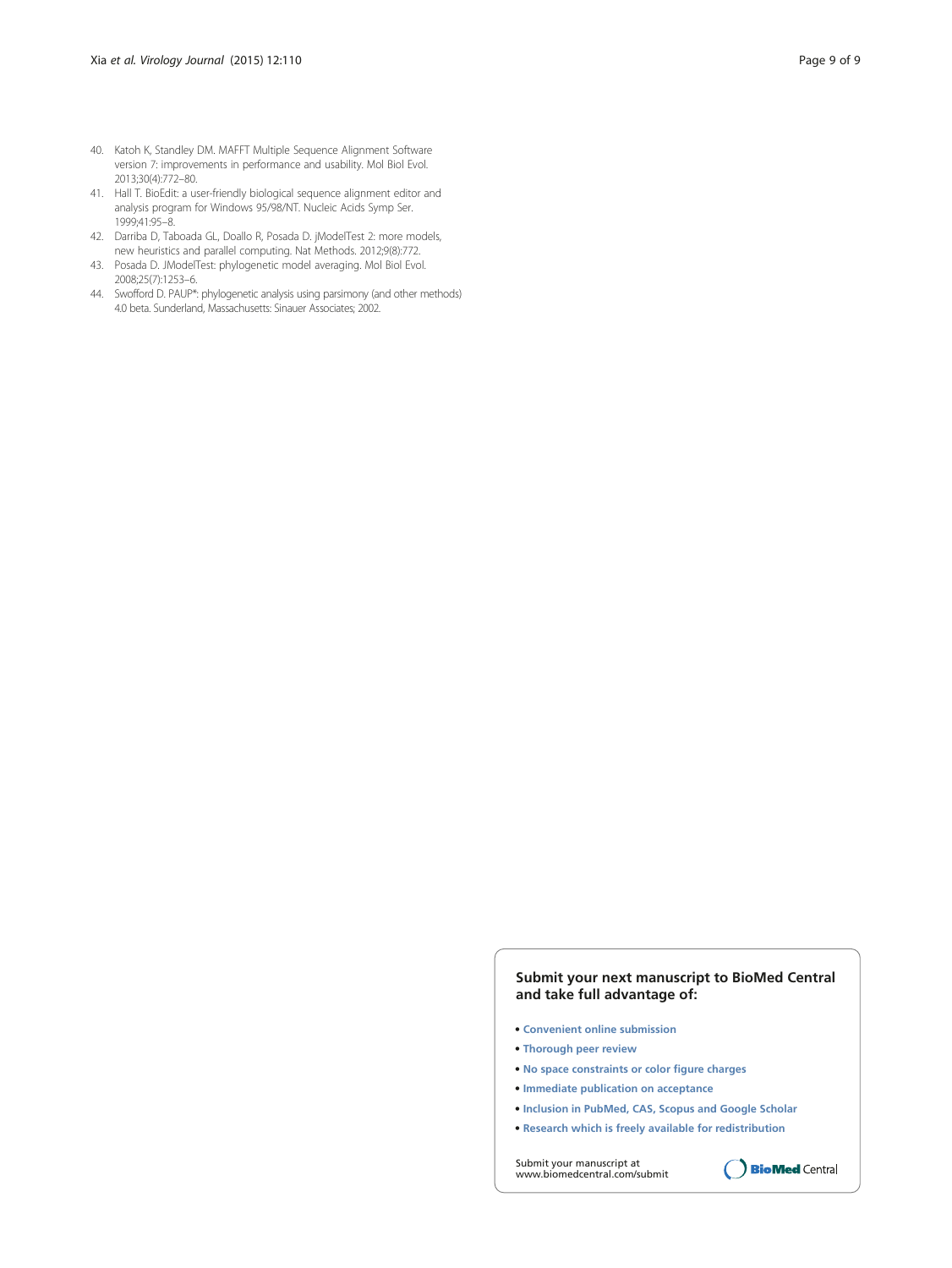40. Katoh K, Standley DM. MAFFT Multiple Sequence Alignment Software version 7: improvements in performance and usability. Mol Biol Evol. 2013;30(4):772–80.
41. Hall T. BioEdit: a user-friendly biological sequence alignment editor and analysis program for Windows 95/98/NT. Nucleic Acids Symp Ser. 1999;41:95–8.
42. Darriba D, Taboada GL, Doallo R, Posada D. jModelTest 2: more models, new heuristics and parallel computing. Nat Methods. 2012;9(8):772.
43. Posada D. JModelTest: phylogenetic model averaging. Mol Biol Evol. 2008;25(7):1253–6.
44. Swofford D. PAUP*: phylogenetic analysis using parsimony (and other methods) 4.0 beta. Sunderland, Massachusetts: Sinauer Associates; 2002.

**Submit your next manuscript to BioMed Central and take full advantage of:**

- **Convenient online submission**
- **Thorough peer review**
- **No space constraints or color figure charges**
- **Immediate publication on acceptance**
- **Inclusion in PubMed, CAS, Scopus and Google Scholar**
- **Research which is freely available for redistribution**

Submit your manuscript at
www.biomedcentral.com/submit

BioMed Central